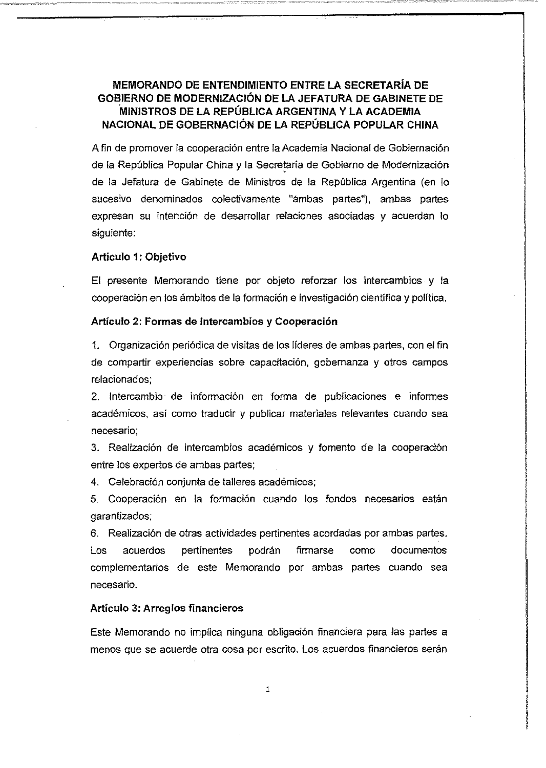# MEMORANDO DE ENTENDIMIENTO ENTRE LA SECRETARÍA DE GOBIERNO DE MODERNIZACIÓN DE LA JEFATURA DE GABINETE DE MINISTROS DE LA REPÚBLICA ARGENTINA Y LA ACADEMIA NACIONAL DE GOBERNACIÓN DE LA REPÚBLICA POPULAR CHINA

A fin de promover la cooperación entre la Academia Nacional de Gobiernación de la República Popular China y la Secretaría de Gobierno de Modernización de la Jefatura de Gabinete de Ministros de la República Argentina (en lo sucesivo denominados colectivamente "ambas partes"), ambas partes expresan su intención de desarrollar relaciones asociadas y acuerdan lo siguiente:

**Artículo 1: Objetivo**

El presente Memorando tiene por objeto reforzar los intercambios y la cooperación en los ámbitos de la formación e investigación científica y política.

**Artículo 2: Formas de Intercambios y Cooperación**

1. Organización periódica de visitas de los líderes de ambas partes, con el fin de compartir experiencias sobre capacitación, gobernanza y otros campos relacionados;
2. Intercambio de información en forma de publicaciones e informes académicos, así como traducir y publicar materiales relevantes cuando sea necesario;
3. Realización de intercambios académicos y fomento de la cooperación entre los expertos de ambas partes;
4. Celebración conjunta de talleres académicos;
5. Cooperación en la formación cuando los fondos necesarios están garantizados;
6. Realización de otras actividades pertinentes acordadas por ambas partes.

Los acuerdos pertinentes podrán firmarse como documentos complementarios de este Memorando por ambas partes cuando sea necesario.

**Artículo 3: Arreglos financieros**

Este Memorando no implica ninguna obligación financiera para las partes a menos que se acuerde otra cosa por escrito. Los acuerdos financieros serán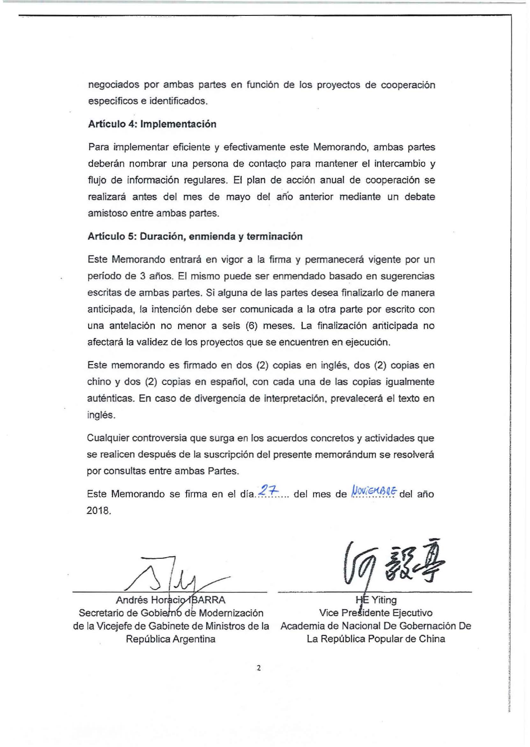negociados por ambas partes en función de los proyectos de cooperación específicos e identificados.

**Artículo 4: Implementación**

Para implementar eficiente y efectivamente este Memorando, ambas partes deberán nombrar una persona de contacto para mantener el intercambio y flujo de información regulares. El plan de acción anual de cooperación se realizará antes del mes de mayo del año anterior mediante un debate amistoso entre ambas partes.

**Artículo 5: Duración, enmienda y terminación**

Este Memorando entrará en vigor a la firma y permanecerá vigente por un período de 3 años. El mismo puede ser enmendado basado en sugerencias escritas de ambas partes. Si alguna de las partes desea finalizarlo de manera anticipada, la intención debe ser comunicada a la otra parte por escrito con una antelación no menor a seis (6) meses. La finalización anticipada no afectará la validez de los proyectos que se encuentren en ejecución.

Este memorando es firmado en dos (2) copias en inglés, dos (2) copias en chino y dos (2) copias en español, con cada una de las copias igualmente auténticas. En caso de divergencia de interpretación, prevalecerá el texto en inglés.

Cualquier controversia que surga en los acuerdos concretos y actividades que se realicen después de la suscripción del presente memorándum se resolverá por consultas entre ambas Partes.

Este Memorando se firma en el día 27 del mes de Noviembre del año 2018.

| | |
|---|---|
| Andrés Horacio IBARRA | HE Yiting |
| Secretario de Gobierno de Modernización de la Vicejefe de Gabinete de Ministros de la República Argentina | Vice Presidente Ejecutivo Academia de Nacional De Gobernación De La República Popular de China |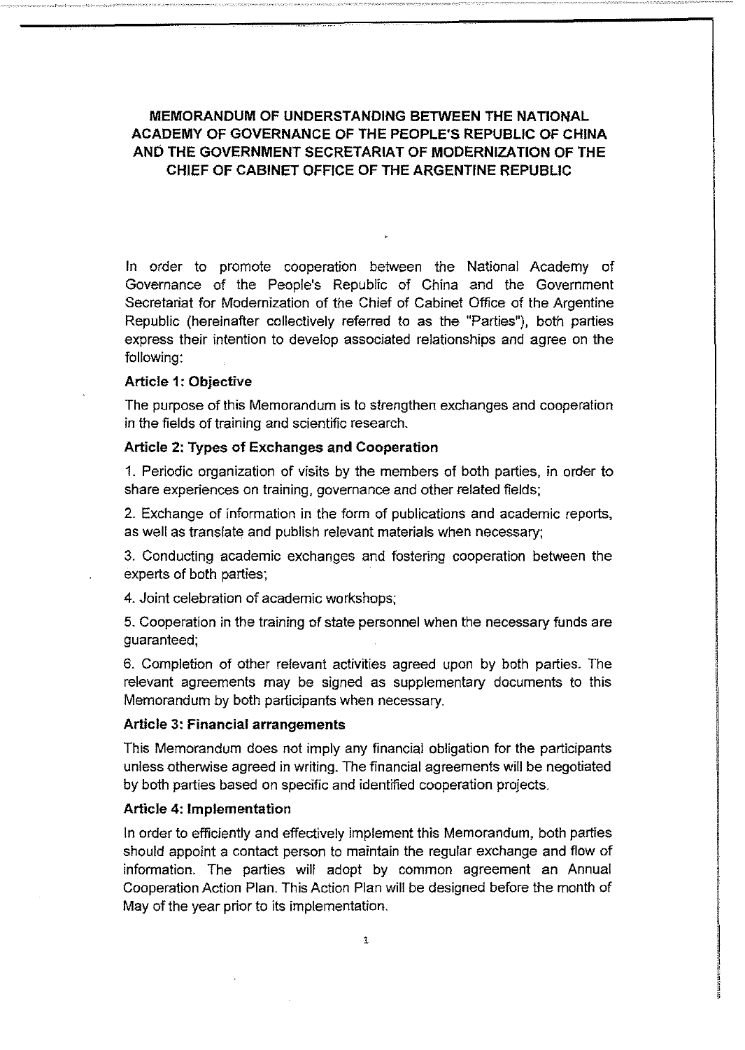**MEMORANDUM OF UNDERSTANDING BETWEEN THE NATIONAL ACADEMY OF GOVERNANCE OF THE PEOPLE'S REPUBLIC OF CHINA AND THE GOVERNMENT SECRETARIAT OF MODERNIZATION OF THE CHIEF OF CABINET OFFICE OF THE ARGENTINE REPUBLIC**

In order to promote cooperation between the National Academy of Governance of the People's Republic of China and the Government Secretariat for Modernization of the Chief of Cabinet Office of the Argentine Republic (hereinafter collectively referred to as the "Parties"), both parties express their intention to develop associated relationships and agree on the following:

**Article 1: Objective**

The purpose of this Memorandum is to strengthen exchanges and cooperation in the fields of training and scientific research.

**Article 2: Types of Exchanges and Cooperation**

1. Periodic organization of visits by the members of both parties, in order to share experiences on training, governance and other related fields;

2. Exchange of information in the form of publications and academic reports, as well as translate and publish relevant materials when necessary;

3. Conducting academic exchanges and fostering cooperation between the experts of both parties;

4. Joint celebration of academic workshops;

5. Cooperation in the training of state personnel when the necessary funds are guaranteed;

6. Completion of other relevant activities agreed upon by both parties. The relevant agreements may be signed as supplementary documents to this Memorandum by both participants when necessary.

**Article 3: Financial arrangements**

This Memorandum does not imply any financial obligation for the participants unless otherwise agreed in writing. The financial agreements will be negotiated by both parties based on specific and identified cooperation projects.

**Article 4: Implementation**

In order to efficiently and effectively implement this Memorandum, both parties should appoint a contact person to maintain the regular exchange and flow of information. The parties will adopt by common agreement an Annual Cooperation Action Plan. This Action Plan will be designed before the month of May of the year prior to its implementation.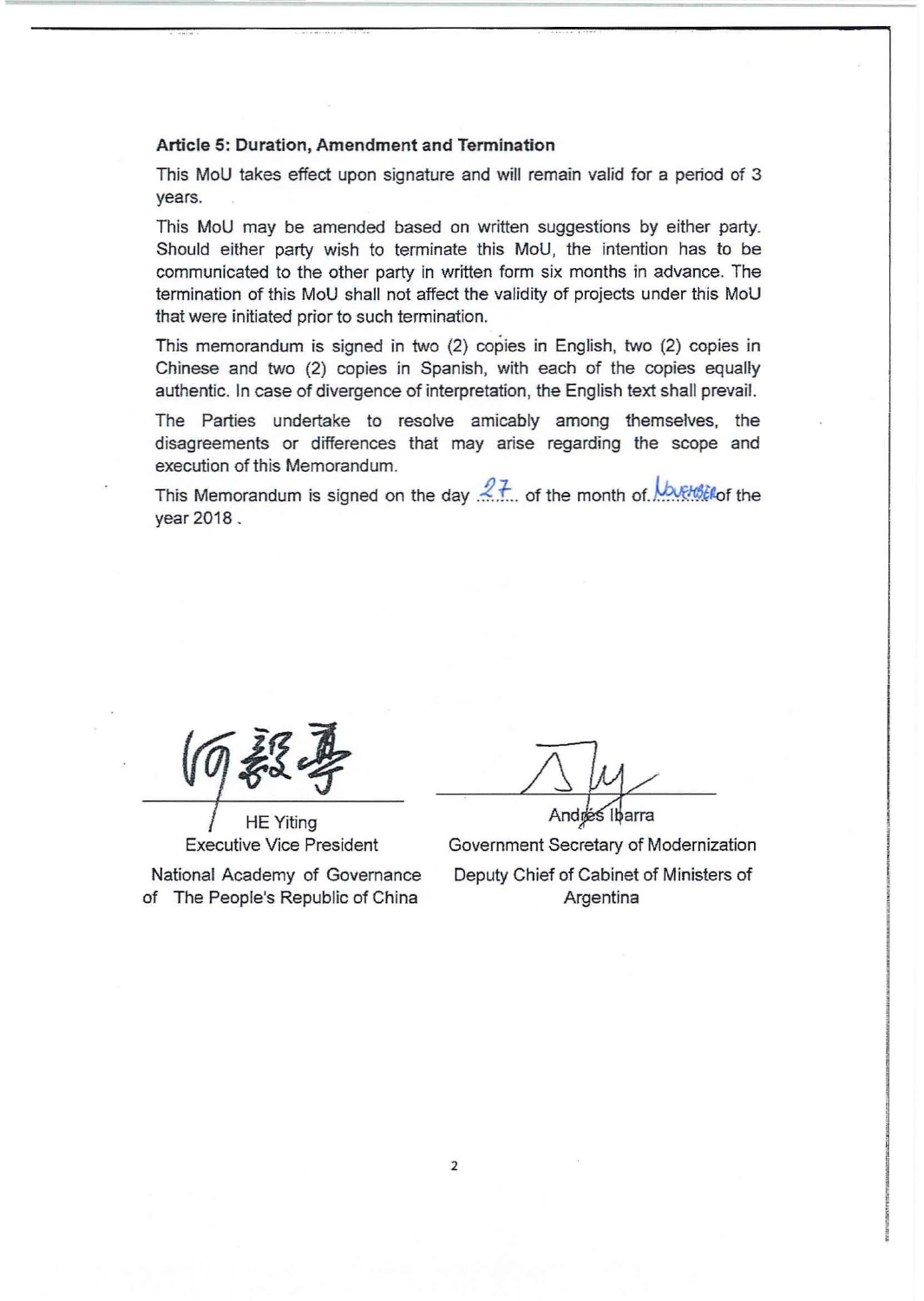**Article 5: Duration, Amendment and Termination**

This MoU takes effect upon signature and will remain valid for a period of 3 years.

This MoU may be amended based on written suggestions by either party. Should either party wish to terminate this MoU, the intention has to be communicated to the other party in written form six months in advance. The termination of this MoU shall not affect the validity of projects under this MoU that were initiated prior to such termination.

This memorandum is signed in two (2) copies in English, two (2) copies in Chinese and two (2) copies in Spanish, with each of the copies equally authentic. In case of divergence of interpretation, the English text shall prevail.

The Parties undertake to resolve amicably among themselves, the disagreements or differences that may arise regarding the scope and execution of this Memorandum.

This Memorandum is signed on the day 27 of the month of NOVEMBER of the year 2018 .

| | |
|---|---|
| 何毅亭 | |
| HE Yiting | Andrés Ibarra |
| Executive Vice President | Government Secretary of Modernization |
| National Academy of Governance of The People's Republic of China | Deputy Chief of Cabinet of Ministers of Argentina |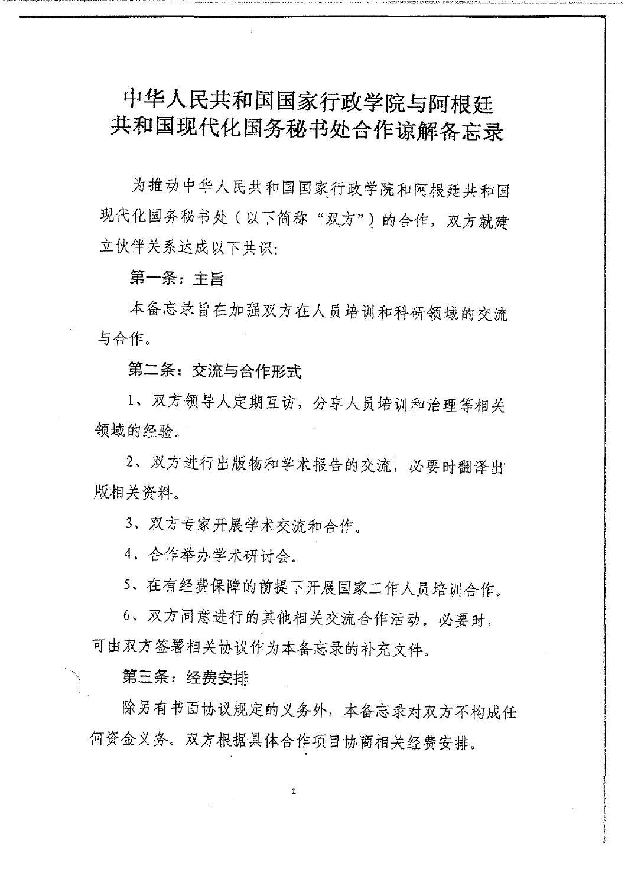# 中华人民共和国国家行政学院与阿根廷共和国现代化国务秘书处合作谅解备忘录

为推动中华人民共和国国家行政学院和阿根廷共和国现代化国务秘书处（以下简称“双方”）的合作，双方就建立伙伴关系达成以下共识：

**第一条：主旨**

本备忘录旨在加强双方在人员培训和科研领域的交流与合作。

**第二条：交流与合作形式**

1、双方领导人定期互访，分享人员培训和治理等相关领域的经验。

2、双方进行出版物和学术报告的交流，必要时翻译出版相关资料。

3、双方专家开展学术交流和合作。

4、合作举办学术研讨会。

5、在有经费保障的前提下开展国家工作人员培训合作。

6、双方同意进行的其他相关交流合作活动。必要时，可由双方签署相关协议作为本备忘录的补充文件。

**第三条：经费安排**

除另有书面协议规定的义务外，本备忘录对双方不构成任何资金义务。双方根据具体合作项目协商相关经费安排。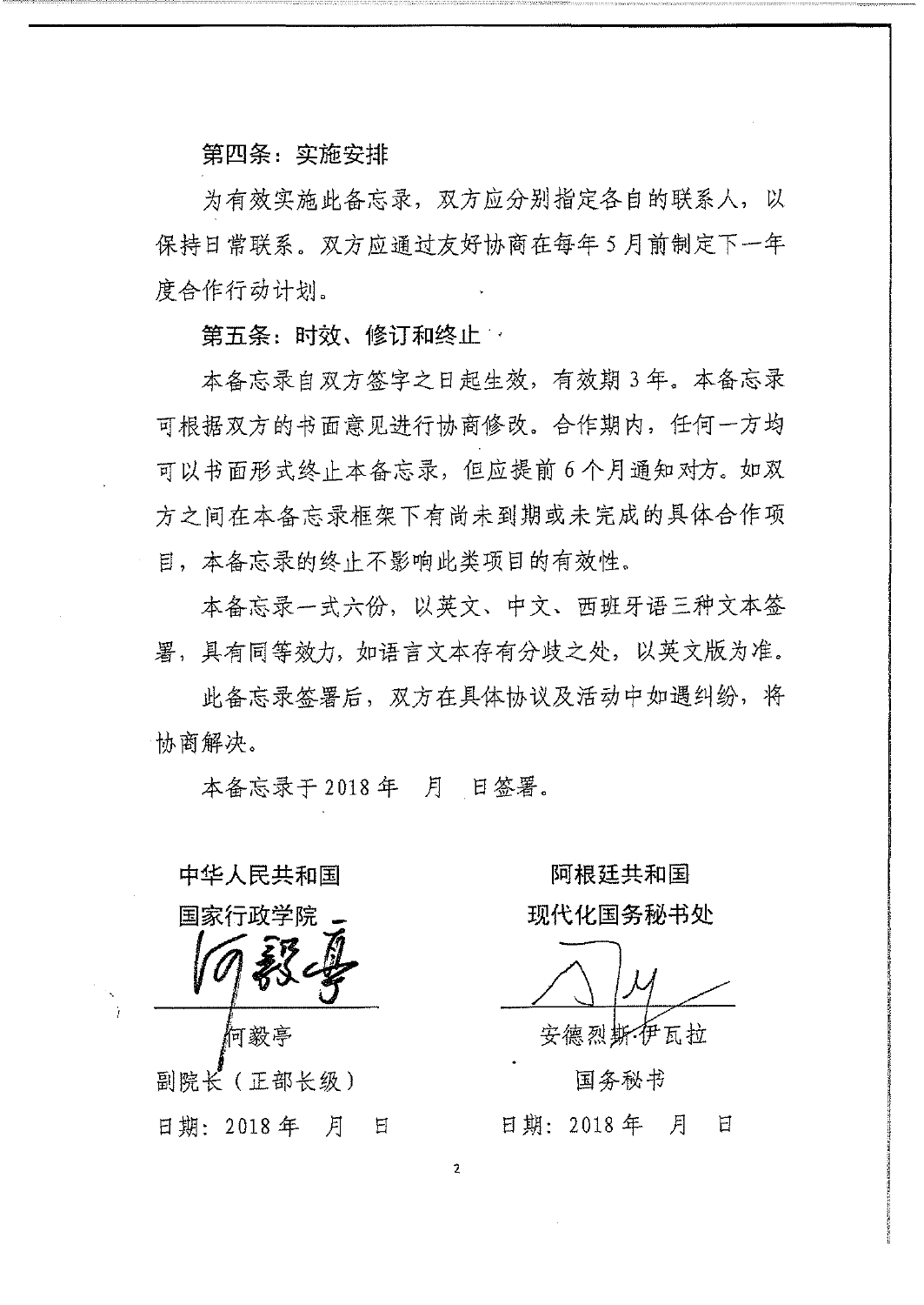**第四条：实施安排**

为有效实施此备忘录，双方应分别指定各自的联系人，以保持日常联系。双方应通过友好协商在每年5月前制定下一年度合作行动计划。

**第五条：时效、修订和终止**

本备忘录自双方签字之日起生效，有效期3年。本备忘录可根据双方的书面意见进行协商修改。合作期内，任何一方均可以书面形式终止本备忘录，但应提前6个月通知对方。如双方之间在本备忘录框架下有尚未到期或未完成的具体合作项目，本备忘录的终止不影响此类项目的有效性。

本备忘录一式六份，以英文、中文、西班牙语三种文本签署，具有同等效力，如语言文本存有分歧之处，以英文版为准。

此备忘录签署后，双方在具体协议及活动中如遇纠纷，将协商解决。

本备忘录于2018年　月　日签署。

| | |
|---|---|
| **中华人民共和国** | **阿根廷共和国** |
| **国家行政学院** | **现代化国务秘书处** |
| 何毅亭 | 安德烈斯·伊瓦拉 |
| 副院长（正部长级） | 国务秘书 |
| 日期：2018年　月　日 | 日期：2018年　月　日 |